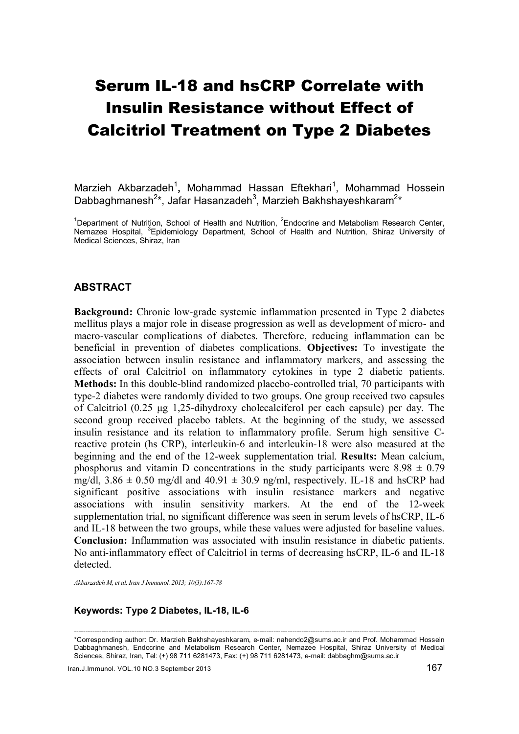# Serum IL-18 and hsCRP Correlate with Insulin Resistance without Effect of Calcitriol Treatment on Type 2 Diabetes

Marzieh Akbarzadeh[1], Mohammad Hassan Eftekhari[1], Mohammad Hossein Dabbaghmanesh[2]*, Jafar Hasanzadeh[3], Marzieh Bakhshayeshkaram[2]*

[1]Department of Nutrition, School of Health and Nutrition, [2]Endocrine and Metabolism Research Center, Nemazee Hospital, [3]Epidemiology Department, School of Health and Nutrition, Shiraz University of Medical Sciences, Shiraz, Iran

## ABSTRACT

**Background:** Chronic low-grade systemic inflammation presented in Type 2 diabetes mellitus plays a major role in disease progression as well as development of micro- and macro-vascular complications of diabetes. Therefore, reducing inflammation can be beneficial in prevention of diabetes complications. **Objectives:** To investigate the association between insulin resistance and inflammatory markers, and assessing the effects of oral Calcitriol on inflammatory cytokines in type 2 diabetic patients. **Methods:** In this double-blind randomized placebo-controlled trial, 70 participants with type-2 diabetes were randomly divided to two groups. One group received two capsules of Calcitriol (0.25 µg 1,25-dihydroxy cholecalciferol per each capsule) per day. The second group received placebo tablets. At the beginning of the study, we assessed insulin resistance and its relation to inflammatory profile. Serum high sensitive C-reactive protein (hs CRP), interleukin-6 and interleukin-18 were also measured at the beginning and the end of the 12-week supplementation trial. **Results:** Mean calcium, phosphorus and vitamin D concentrations in the study participants were $8.98 \pm 0.79$ mg/dl, $3.86 \pm 0.50$ mg/dl and $40.91 \pm 30.9$ ng/ml, respectively. IL-18 and hsCRP had significant positive associations with insulin resistance markers and negative associations with insulin sensitivity markers. At the end of the 12-week supplementation trial, no significant difference was seen in serum levels of hsCRP, IL-6 and IL-18 between the two groups, while these values were adjusted for baseline values. **Conclusion:** Inflammation was associated with insulin resistance in diabetic patients. No anti-inflammatory effect of Calcitriol in terms of decreasing hsCRP, IL-6 and IL-18 detected.

*Akbarzadeh M, et al. Iran J Immunol. 2013; 10(3):167-78*

**Keywords: Type 2 Diabetes, IL-18, IL-6**

---

*Corresponding author: Dr. Marzieh Bakhshayeshkaram, e-mail: nahendo2@sums.ac.ir and Prof. Mohammad Hossein Dabbaghmanesh, Endocrine and Metabolism Research Center, Nemazee Hospital, Shiraz University of Medical Sciences, Shiraz, Iran, Tel: (+) 98 711 6281473, Fax: (+) 98 711 6281473, e-mail: dabbaghm@sums.ac.ir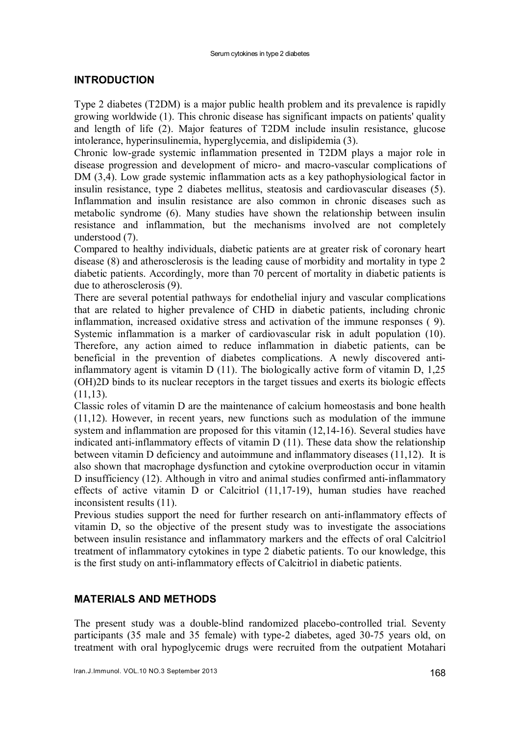## INTRODUCTION

Type 2 diabetes (T2DM) is a major public health problem and its prevalence is rapidly growing worldwide (1). This chronic disease has significant impacts on patients' quality and length of life (2). Major features of T2DM include insulin resistance, glucose intolerance, hyperinsulinemia, hyperglycemia, and dislipidemia (3).

Chronic low-grade systemic inflammation presented in T2DM plays a major role in disease progression and development of micro- and macro-vascular complications of DM (3,4). Low grade systemic inflammation acts as a key pathophysiological factor in insulin resistance, type 2 diabetes mellitus, steatosis and cardiovascular diseases (5). Inflammation and insulin resistance are also common in chronic diseases such as metabolic syndrome (6). Many studies have shown the relationship between insulin resistance and inflammation, but the mechanisms involved are not completely understood (7).

Compared to healthy individuals, diabetic patients are at greater risk of coronary heart disease (8) and atherosclerosis is the leading cause of morbidity and mortality in type 2 diabetic patients. Accordingly, more than 70 percent of mortality in diabetic patients is due to atherosclerosis (9).

There are several potential pathways for endothelial injury and vascular complications that are related to higher prevalence of CHD in diabetic patients, including chronic inflammation, increased oxidative stress and activation of the immune responses ( 9). Systemic inflammation is a marker of cardiovascular risk in adult population (10). Therefore, any action aimed to reduce inflammation in diabetic patients, can be beneficial in the prevention of diabetes complications. A newly discovered anti-inflammatory agent is vitamin D (11). The biologically active form of vitamin D, 1,25 (OH)2D binds to its nuclear receptors in the target tissues and exerts its biologic effects (11,13).

Classic roles of vitamin D are the maintenance of calcium homeostasis and bone health (11,12). However, in recent years, new functions such as modulation of the immune system and inflammation are proposed for this vitamin (12,14-16). Several studies have indicated anti-inflammatory effects of vitamin D (11). These data show the relationship between vitamin D deficiency and autoimmune and inflammatory diseases (11,12). It is also shown that macrophage dysfunction and cytokine overproduction occur in vitamin D insufficiency (12). Although in vitro and animal studies confirmed anti-inflammatory effects of active vitamin D or Calcitriol (11,17-19), human studies have reached inconsistent results (11).

Previous studies support the need for further research on anti-inflammatory effects of vitamin D, so the objective of the present study was to investigate the associations between insulin resistance and inflammatory markers and the effects of oral Calcitriol treatment of inflammatory cytokines in type 2 diabetic patients. To our knowledge, this is the first study on anti-inflammatory effects of Calcitriol in diabetic patients.

## MATERIALS AND METHODS

The present study was a double-blind randomized placebo-controlled trial. Seventy participants (35 male and 35 female) with type-2 diabetes, aged 30-75 years old, on treatment with oral hypoglycemic drugs were recruited from the outpatient Motahari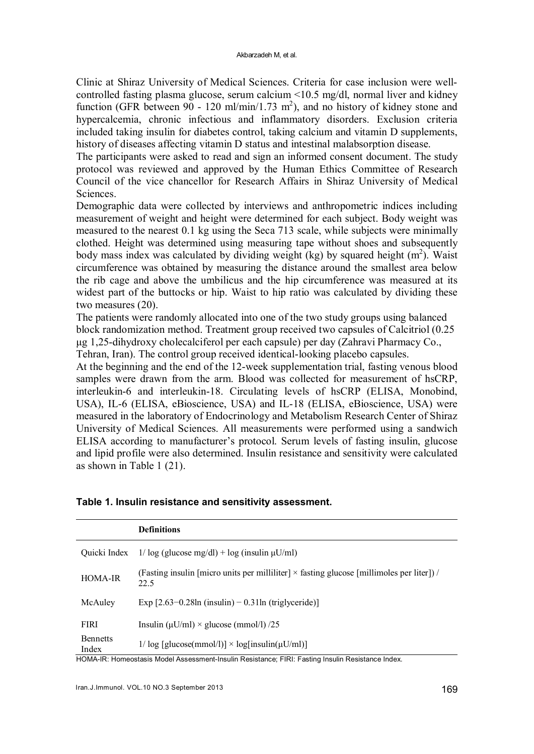Clinic at Shiraz University of Medical Sciences. Criteria for case inclusion were well-controlled fasting plasma glucose, serum calcium <10.5 mg/dl, normal liver and kidney function (GFR between 90 - 120 ml/min/1.73 $m^2$), and no history of kidney stone and hypercalcemia, chronic infectious and inflammatory disorders. Exclusion criteria included taking insulin for diabetes control, taking calcium and vitamin D supplements, history of diseases affecting vitamin D status and intestinal malabsorption disease.

The participants were asked to read and sign an informed consent document. The study protocol was reviewed and approved by the Human Ethics Committee of Research Council of the vice chancellor for Research Affairs in Shiraz University of Medical Sciences.

Demographic data were collected by interviews and anthropometric indices including measurement of weight and height were determined for each subject. Body weight was measured to the nearest 0.1 kg using the Seca 713 scale, while subjects were minimally clothed. Height was determined using measuring tape without shoes and subsequently body mass index was calculated by dividing weight (kg) by squared height ($m^2$). Waist circumference was obtained by measuring the distance around the smallest area below the rib cage and above the umbilicus and the hip circumference was measured at its widest part of the buttocks or hip. Waist to hip ratio was calculated by dividing these two measures (20).

The patients were randomly allocated into one of the two study groups using balanced block randomization method. Treatment group received two capsules of Calcitriol (0.25 µg 1,25-dihydroxy cholecalciferol per each capsule) per day (Zahravi Pharmacy Co., Tehran, Iran). The control group received identical-looking placebo capsules.

At the beginning and the end of the 12-week supplementation trial, fasting venous blood samples were drawn from the arm. Blood was collected for measurement of hsCRP, interleukin-6 and interleukin-18. Circulating levels of hsCRP (ELISA, Monobind, USA), IL-6 (ELISA, eBioscience, USA) and IL-18 (ELISA, eBioscience, USA) were measured in the laboratory of Endocrinology and Metabolism Research Center of Shiraz University of Medical Sciences. All measurements were performed using a sandwich ELISA according to manufacturer's protocol. Serum levels of fasting insulin, glucose and lipid profile were also determined. Insulin resistance and sensitivity were calculated as shown in Table 1 (21).

**Table 1. Insulin resistance and sensitivity assessment.**

| | Definitions |
|---|---|
| Quicki Index | 1/ log (glucose mg/dl) + log (insulin µU/ml) |
| HOMA-IR | (Fasting insulin [micro units per milliliter] × fasting glucose [millimoles per liter]) / 22.5 |
| McAuley | Exp [2.63−0.28ln (insulin) − 0.31ln (triglyceride)] |
| FIRI | Insulin (µU/ml) × glucose (mmol/l) /25 |
| Bennetts Index | 1/ log [glucose(mmol/l)] × log[insulin(µU/ml)] |

HOMA-IR: Homeostasis Model Assessment-Insulin Resistance; FIRI: Fasting Insulin Resistance Index.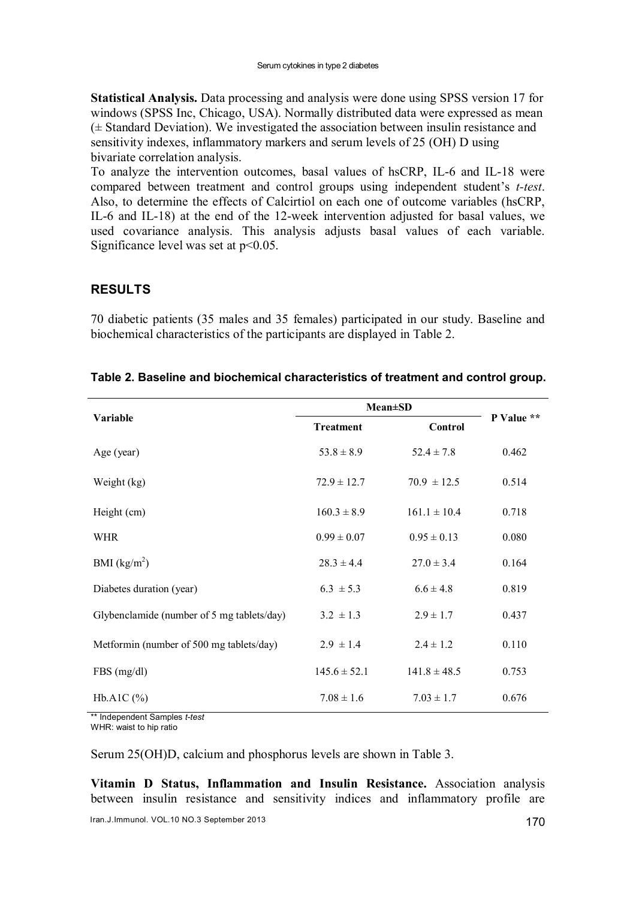**Statistical Analysis.** Data processing and analysis were done using SPSS version 17 for windows (SPSS Inc, Chicago, USA). Normally distributed data were expressed as mean (± Standard Deviation). We investigated the association between insulin resistance and sensitivity indexes, inflammatory markers and serum levels of 25 (OH) D using bivariate correlation analysis.

To analyze the intervention outcomes, basal values of hsCRP, IL-6 and IL-18 were compared between treatment and control groups using independent student's *t-test*. Also, to determine the effects of Calcirtiol on each one of outcome variables (hsCRP, IL-6 and IL-18) at the end of the 12-week intervention adjusted for basal values, we used covariance analysis. This analysis adjusts basal values of each variable. Significance level was set at $p<0.05$.

## RESULTS

70 diabetic patients (35 males and 35 females) participated in our study. Baseline and biochemical characteristics of the participants are displayed in Table 2.

**Table 2. Baseline and biochemical characteristics of treatment and control group.**

| Variable | Mean±SD | | P Value ** |
|---|---|---|---|
| | Treatment | Control | |
| Age (year) | 53.8 ± 8.9 | 52.4 ± 7.8 | 0.462 |
| Weight (kg) | 72.9 ± 12.7 | 70.9 ± 12.5 | 0.514 |
| Height (cm) | 160.3 ± 8.9 | 161.1 ± 10.4 | 0.718 |
| WHR | 0.99 ± 0.07 | 0.95 ± 0.13 | 0.080 |
| BMI ($kg/m^2$) | 28.3 ± 4.4 | 27.0 ± 3.4 | 0.164 |
| Diabetes duration (year) | 6.3 ± 5.3 | 6.6 ± 4.8 | 0.819 |
| Glybenclamide (number of 5 mg tablets/day) | 3.2 ± 1.3 | 2.9 ± 1.7 | 0.437 |
| Metformin (number of 500 mg tablets/day) | 2.9 ± 1.4 | 2.4 ± 1.2 | 0.110 |
| FBS (mg/dl) | 145.6 ± 52.1 | 141.8 ± 48.5 | 0.753 |
| Hb.A1C (%) | 7.08 ± 1.6 | 7.03 ± 1.7 | 0.676 |

** Independent Samples *t-test*
WHR: waist to hip ratio

Serum 25(OH)D, calcium and phosphorus levels are shown in Table 3.

**Vitamin D Status, Inflammation and Insulin Resistance.** Association analysis between insulin resistance and sensitivity indices and inflammatory profile are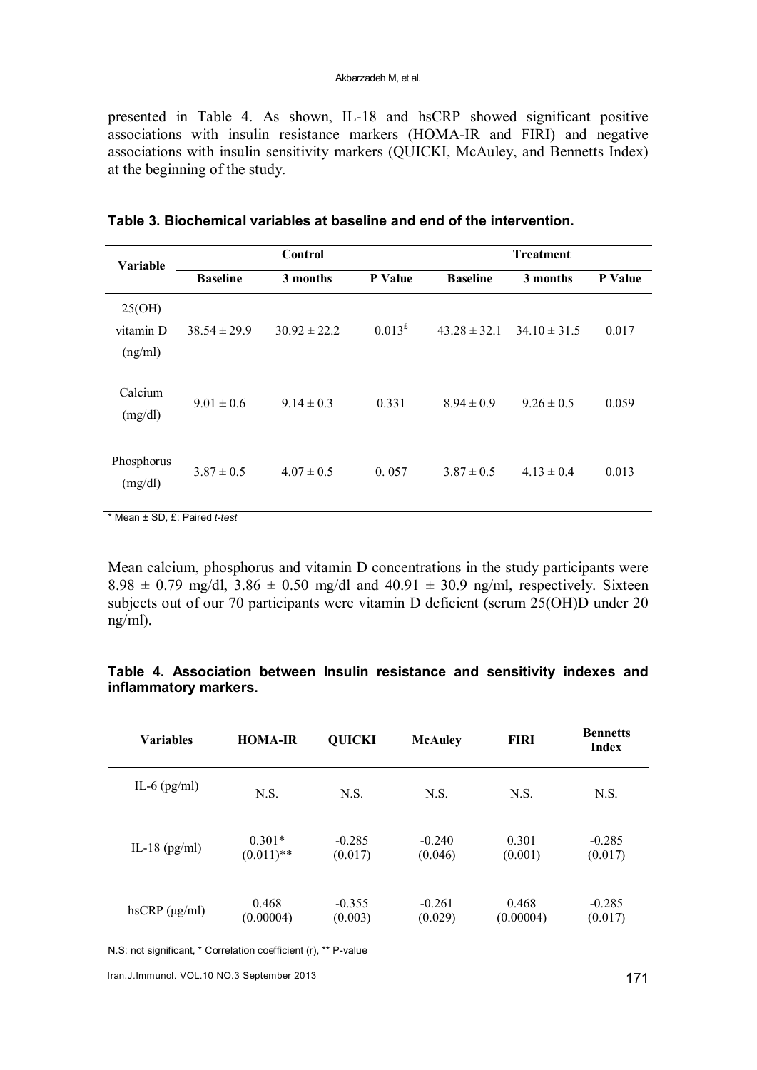presented in Table 4. As shown, IL-18 and hsCRP showed significant positive associations with insulin resistance markers (HOMA-IR and FIRI) and negative associations with insulin sensitivity markers (QUICKI, McAuley, and Bennetts Index) at the beginning of the study.

**Table 3. Biochemical variables at baseline and end of the intervention.**

| Variable | Control | | | Treatment | | |
|---|---|---|---|---|---|---|
| | Baseline | 3 months | P Value | Baseline | 3 months | P Value |
| 25(OH) vitamin D (ng/ml) | 38.54 ± 29.9 | 30.92 ± 22.2 | 0.013[£] | 43.28 ± 32.1 | 34.10 ± 31.5 | 0.017 |
| Calcium (mg/dl) | 9.01 ± 0.6 | 9.14 ± 0.3 | 0.331 | 8.94 ± 0.9 | 9.26 ± 0.5 | 0.059 |
| Phosphorus (mg/dl) | 3.87 ± 0.5 | 4.07 ± 0.5 | 0. 057 | 3.87 ± 0.5 | 4.13 ± 0.4 | 0.013 |

\* Mean ± SD, £: Paired *t-test*

Mean calcium, phosphorus and vitamin D concentrations in the study participants were 8.98 ± 0.79 mg/dl, 3.86 ± 0.50 mg/dl and 40.91 ± 30.9 ng/ml, respectively. Sixteen subjects out of our 70 participants were vitamin D deficient (serum 25(OH)D under 20 ng/ml).

**Table 4. Association between Insulin resistance and sensitivity indexes and inflammatory markers.**

| Variables | HOMA-IR | QUICKI | McAuley | FIRI | Bennetts Index |
|---|---|---|---|---|---|
| IL-6 (pg/ml) | N.S. | N.S. | N.S. | N.S. | N.S. |
| IL-18 (pg/ml) | 0.301* (0.011)** | -0.285 (0.017) | -0.240 (0.046) | 0.301 (0.001) | -0.285 (0.017) |
| hsCRP (μg/ml) | 0.468 (0.00004) | -0.355 (0.003) | -0.261 (0.029) | 0.468 (0.00004) | -0.285 (0.017) |

N.S: not significant, * Correlation coefficient (r), ** P-value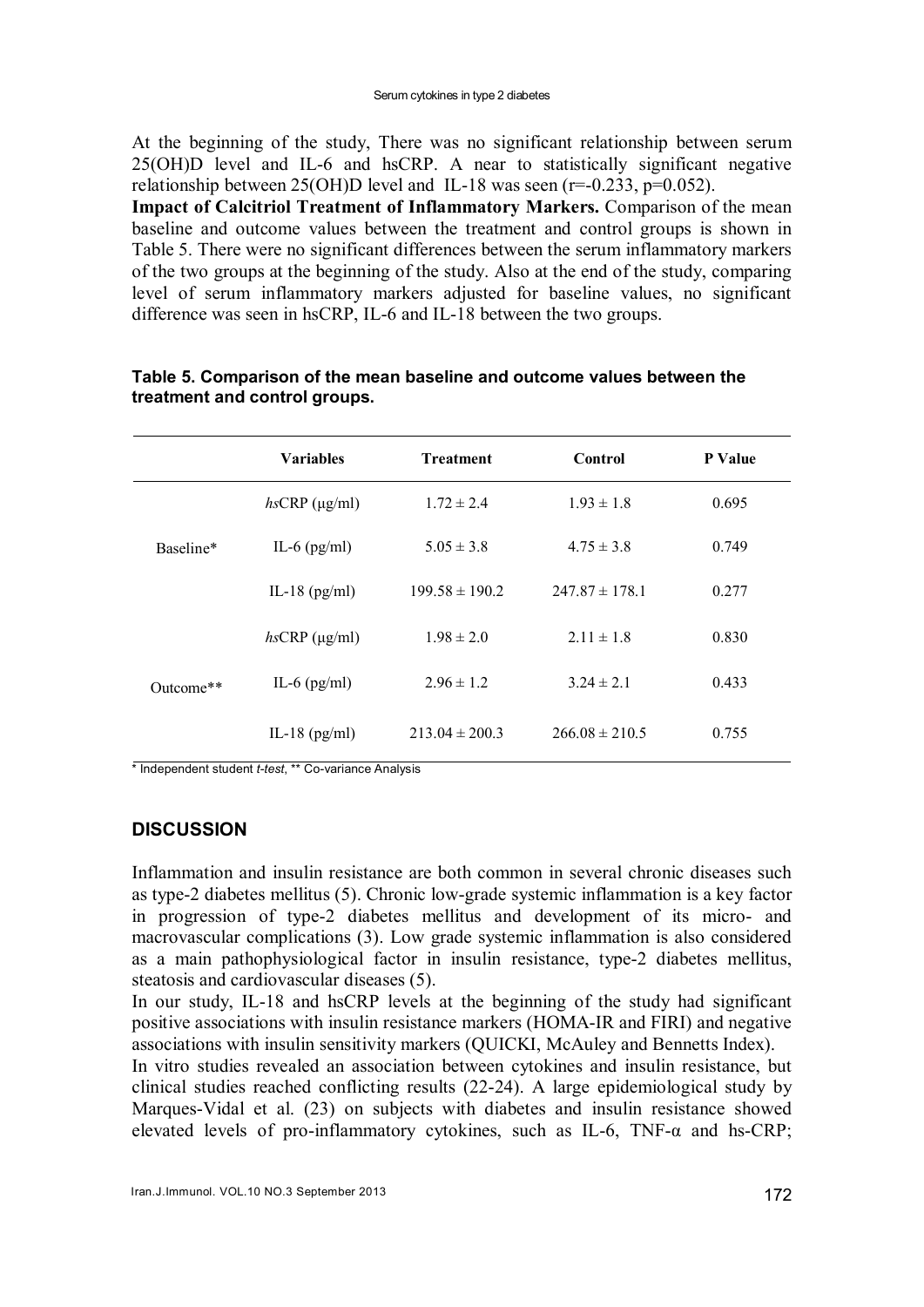At the beginning of the study, There was no significant relationship between serum 25(OH)D level and IL-6 and hsCRP. A near to statistically significant negative relationship between 25(OH)D level and IL-18 was seen ($r=-0.233$, $p=0.052$).

**Impact of Calcitriol Treatment of Inflammatory Markers.** Comparison of the mean baseline and outcome values between the treatment and control groups is shown in Table 5. There were no significant differences between the serum inflammatory markers of the two groups at the beginning of the study. Also at the end of the study, comparing level of serum inflammatory markers adjusted for baseline values, no significant difference was seen in hsCRP, IL-6 and IL-18 between the two groups.

**Table 5. Comparison of the mean baseline and outcome values between the treatment and control groups.**

| | Variables | Treatment | Control | P Value |
|---|---|---|---|---|
| Baseline* | *hs*CRP (μg/ml) | 1.72 ± 2.4 | 1.93 ± 1.8 | 0.695 |
| | IL-6 (pg/ml) | 5.05 ± 3.8 | 4.75 ± 3.8 | 0.749 |
| | IL-18 (pg/ml) | 199.58 ± 190.2 | 247.87 ± 178.1 | 0.277 |
| Outcome** | *hs*CRP (μg/ml) | 1.98 ± 2.0 | 2.11 ± 1.8 | 0.830 |
| | IL-6 (pg/ml) | 2.96 ± 1.2 | 3.24 ± 2.1 | 0.433 |
| | IL-18 (pg/ml) | 213.04 ± 200.3 | 266.08 ± 210.5 | 0.755 |

\* Independent student *t-test*, ** Co-variance Analysis

## DISCUSSION

Inflammation and insulin resistance are both common in several chronic diseases such as type-2 diabetes mellitus (5). Chronic low-grade systemic inflammation is a key factor in progression of type-2 diabetes mellitus and development of its micro- and macrovascular complications (3). Low grade systemic inflammation is also considered as a main pathophysiological factor in insulin resistance, type-2 diabetes mellitus, steatosis and cardiovascular diseases (5).

In our study, IL-18 and hsCRP levels at the beginning of the study had significant positive associations with insulin resistance markers (HOMA-IR and FIRI) and negative associations with insulin sensitivity markers (QUICKI, McAuley and Bennetts Index).

In vitro studies revealed an association between cytokines and insulin resistance, but clinical studies reached conflicting results (22-24). A large epidemiological study by Marques-Vidal et al. (23) on subjects with diabetes and insulin resistance showed elevated levels of pro-inflammatory cytokines, such as IL-6, TNF-α and hs-CRP;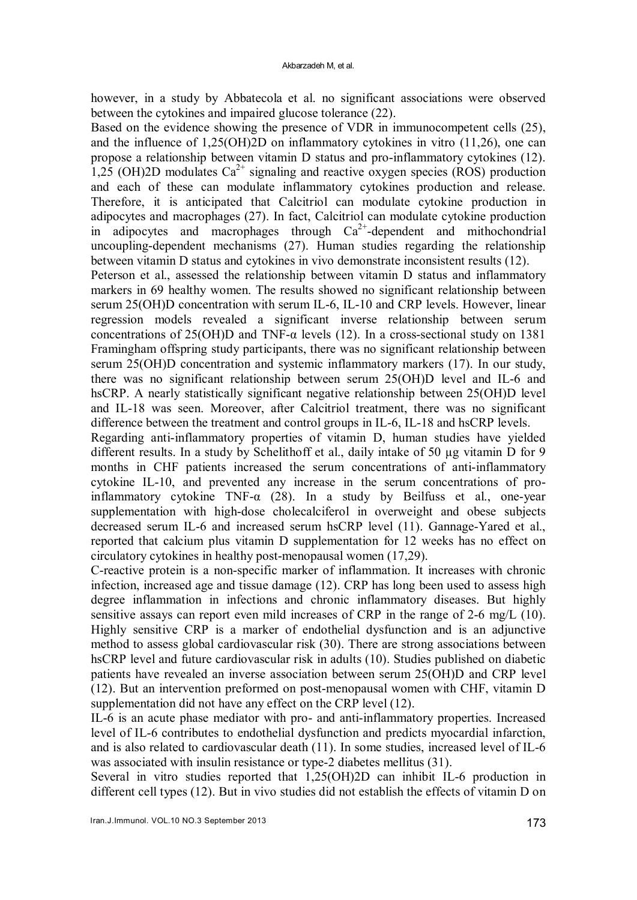however, in a study by Abbatecola et al. no significant associations were observed between the cytokines and impaired glucose tolerance (22).

Based on the evidence showing the presence of VDR in immunocompetent cells (25), and the influence of 1,25(OH)2D on inflammatory cytokines in vitro (11,26), one can propose a relationship between vitamin D status and pro-inflammatory cytokines (12). 1,25 (OH)2D modulates $Ca^{2+}$ signaling and reactive oxygen species (ROS) production and each of these can modulate inflammatory cytokines production and release. Therefore, it is anticipated that Calcitriol can modulate cytokine production in adipocytes and macrophages (27). In fact, Calcitriol can modulate cytokine production in adipocytes and macrophages through $Ca^{2+}$-dependent and mithochondrial uncoupling-dependent mechanisms (27). Human studies regarding the relationship between vitamin D status and cytokines in vivo demonstrate inconsistent results (12).

Peterson et al., assessed the relationship between vitamin D status and inflammatory markers in 69 healthy women. The results showed no significant relationship between serum 25(OH)D concentration with serum IL-6, IL-10 and CRP levels. However, linear regression models revealed a significant inverse relationship between serum concentrations of 25(OH)D and TNF-α levels (12). In a cross-sectional study on 1381 Framingham offspring study participants, there was no significant relationship between serum 25(OH)D concentration and systemic inflammatory markers (17). In our study, there was no significant relationship between serum 25(OH)D level and IL-6 and hsCRP. A nearly statistically significant negative relationship between 25(OH)D level and IL-18 was seen. Moreover, after Calcitriol treatment, there was no significant difference between the treatment and control groups in IL-6, IL-18 and hsCRP levels.

Regarding anti-inflammatory properties of vitamin D, human studies have yielded different results. In a study by Schelithoff et al., daily intake of 50 µg vitamin D for 9 months in CHF patients increased the serum concentrations of anti-inflammatory cytokine IL-10, and prevented any increase in the serum concentrations of pro-inflammatory cytokine TNF-α (28). In a study by Beilfuss et al., one-year supplementation with high-dose cholecalciferol in overweight and obese subjects decreased serum IL-6 and increased serum hsCRP level (11). Gannage-Yared et al., reported that calcium plus vitamin D supplementation for 12 weeks has no effect on circulatory cytokines in healthy post-menopausal women (17,29).

C-reactive protein is a non-specific marker of inflammation. It increases with chronic infection, increased age and tissue damage (12). CRP has long been used to assess high degree inflammation in infections and chronic inflammatory diseases. But highly sensitive assays can report even mild increases of CRP in the range of 2-6 mg/L (10). Highly sensitive CRP is a marker of endothelial dysfunction and is an adjunctive method to assess global cardiovascular risk (30). There are strong associations between hsCRP level and future cardiovascular risk in adults (10). Studies published on diabetic patients have revealed an inverse association between serum 25(OH)D and CRP level (12). But an intervention preformed on post-menopausal women with CHF, vitamin D supplementation did not have any effect on the CRP level (12).

IL-6 is an acute phase mediator with pro- and anti-inflammatory properties. Increased level of IL-6 contributes to endothelial dysfunction and predicts myocardial infarction, and is also related to cardiovascular death (11). In some studies, increased level of IL-6 was associated with insulin resistance or type-2 diabetes mellitus (31).

Several in vitro studies reported that 1,25(OH)2D can inhibit IL-6 production in different cell types (12). But in vivo studies did not establish the effects of vitamin D on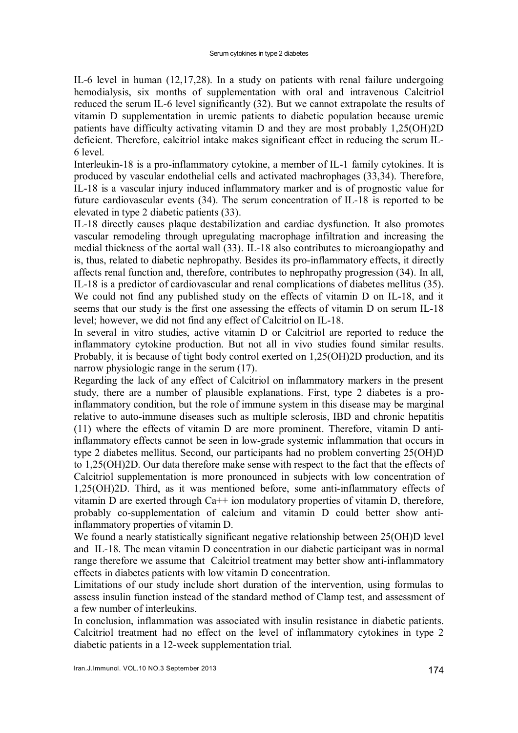IL-6 level in human (12,17,28). In a study on patients with renal failure undergoing hemodialysis, six months of supplementation with oral and intravenous Calcitriol reduced the serum IL-6 level significantly (32). But we cannot extrapolate the results of vitamin D supplementation in uremic patients to diabetic population because uremic patients have difficulty activating vitamin D and they are most probably 1,25(OH)2D deficient. Therefore, calcitriol intake makes significant effect in reducing the serum IL-6 level.

Interleukin-18 is a pro-inflammatory cytokine, a member of IL-1 family cytokines. It is produced by vascular endothelial cells and activated macrophages (33,34). Therefore, IL-18 is a vascular injury induced inflammatory marker and is of prognostic value for future cardiovascular events (34). The serum concentration of IL-18 is reported to be elevated in type 2 diabetic patients (33).

IL-18 directly causes plaque destabilization and cardiac dysfunction. It also promotes vascular remodeling through upregulating macrophage infiltration and increasing the medial thickness of the aortal wall (33). IL-18 also contributes to microangiopathy and is, thus, related to diabetic nephropathy. Besides its pro-inflammatory effects, it directly affects renal function and, therefore, contributes to nephropathy progression (34). In all, IL-18 is a predictor of cardiovascular and renal complications of diabetes mellitus (35). We could not find any published study on the effects of vitamin D on IL-18, and it seems that our study is the first one assessing the effects of vitamin D on serum IL-18 level; however, we did not find any effect of Calcitriol on IL-18.

In several in vitro studies, active vitamin D or Calcitriol are reported to reduce the inflammatory cytokine production. But not all in vivo studies found similar results. Probably, it is because of tight body control exerted on 1,25(OH)2D production, and its narrow physiologic range in the serum (17).

Regarding the lack of any effect of Calcitriol on inflammatory markers in the present study, there are a number of plausible explanations. First, type 2 diabetes is a pro-inflammatory condition, but the role of immune system in this disease may be marginal relative to auto-immune diseases such as multiple sclerosis, IBD and chronic hepatitis (11) where the effects of vitamin D are more prominent. Therefore, vitamin D anti-inflammatory effects cannot be seen in low-grade systemic inflammation that occurs in type 2 diabetes mellitus. Second, our participants had no problem converting 25(OH)D to 1,25(OH)2D. Our data therefore make sense with respect to the fact that the effects of Calcitriol supplementation is more pronounced in subjects with low concentration of 1,25(OH)2D. Third, as it was mentioned before, some anti-inflammatory effects of vitamin D are exerted through $Ca^{++}$ ion modulatory properties of vitamin D, therefore, probably co-supplementation of calcium and vitamin D could better show anti-inflammatory properties of vitamin D.

We found a nearly statistically significant negative relationship between 25(OH)D level and IL-18. The mean vitamin D concentration in our diabetic participant was in normal range therefore we assume that Calcitriol treatment may better show anti-inflammatory effects in diabetes patients with low vitamin D concentration.

Limitations of our study include short duration of the intervention, using formulas to assess insulin function instead of the standard method of Clamp test, and assessment of a few number of interleukins.

In conclusion, inflammation was associated with insulin resistance in diabetic patients. Calcitriol treatment had no effect on the level of inflammatory cytokines in type 2 diabetic patients in a 12-week supplementation trial.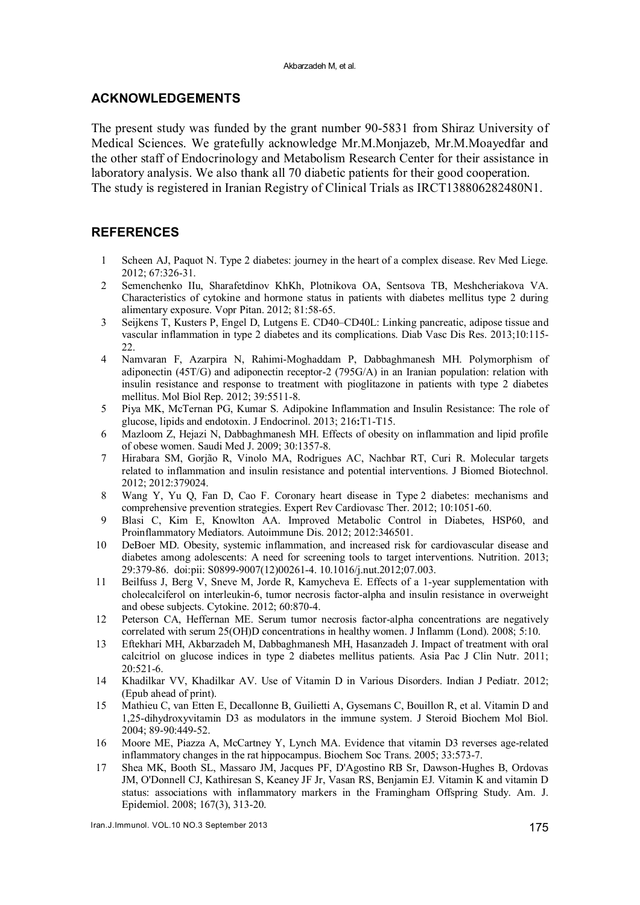## ACKNOWLEDGEMENTS

The present study was funded by the grant number 90-5831 from Shiraz University of Medical Sciences. We gratefully acknowledge Mr.M.Monjazeb, Mr.M.Moayedfar and the other staff of Endocrinology and Metabolism Research Center for their assistance in laboratory analysis. We also thank all 70 diabetic patients for their good cooperation. The study is registered in Iranian Registry of Clinical Trials as IRCT138806282480N1.

## REFERENCES

1. Scheen AJ, Paquot N. Type 2 diabetes: journey in the heart of a complex disease. Rev Med Liege. 2012; 67:326-31.
2. Semenchenko IIu, Sharafetdinov KhKh, Plotnikova OA, Sentsova TB, Meshcheriakova VA. Characteristics of cytokine and hormone status in patients with diabetes mellitus type 2 during alimentary exposure. Vopr Pitan. 2012; 81:58-65.
3. Seijkens T, Kusters P, Engel D, Lutgens E. CD40–CD40L: Linking pancreatic, adipose tissue and vascular inflammation in type 2 diabetes and its complications. Diab Vasc Dis Res. 2013;10:115-22.
4. Namvaran F, Azarpira N, Rahimi-Moghaddam P, Dabbaghmanesh MH. Polymorphism of adiponectin (45T/G) and adiponectin receptor-2 (795G/A) in an Iranian population: relation with insulin resistance and response to treatment with pioglitazone in patients with type 2 diabetes mellitus. Mol Biol Rep. 2012; 39:5511-8.
5. Piya MK, McTernan PG, Kumar S. Adipokine Inflammation and Insulin Resistance: The role of glucose, lipids and endotoxin. J Endocrinol. 2013; 216**:**T1-T15.
6. Mazloom Z, Hejazi N, Dabbaghmanesh MH. Effects of obesity on inflammation and lipid profile of obese women. Saudi Med J. 2009; 30:1357-8.
7. Hirabara SM, Gorjão R, Vinolo MA, Rodrigues AC, Nachbar RT, Curi R. Molecular targets related to inflammation and insulin resistance and potential interventions. J Biomed Biotechnol. 2012; 2012:379024.
8. Wang Y, Yu Q, Fan D, Cao F. Coronary heart disease in Type 2 diabetes: mechanisms and comprehensive prevention strategies. Expert Rev Cardiovasc Ther. 2012; 10:1051-60.
9. Blasi C, Kim E, Knowlton AA. Improved Metabolic Control in Diabetes, HSP60, and Proinflammatory Mediators. Autoimmune Dis. 2012; 2012:346501.
10. DeBoer MD. Obesity, systemic inflammation, and increased risk for cardiovascular disease and diabetes among adolescents: A need for screening tools to target interventions. Nutrition. 2013; 29:379-86. doi:pii: S0899-9007(12)00261-4. 10.1016/j.nut.2012;07.003.
11. Beilfuss J, Berg V, Sneve M, Jorde R, Kamycheva E. Effects of a 1-year supplementation with cholecalciferol on interleukin-6, tumor necrosis factor-alpha and insulin resistance in overweight and obese subjects. Cytokine. 2012; 60:870-4.
12. Peterson CA, Heffernan ME. Serum tumor necrosis factor-alpha concentrations are negatively correlated with serum 25(OH)D concentrations in healthy women. J Inflamm (Lond). 2008; 5:10.
13. Eftekhari MH, Akbarzadeh M, Dabbaghmanesh MH, Hasanzadeh J. Impact of treatment with oral calcitriol on glucose indices in type 2 diabetes mellitus patients. Asia Pac J Clin Nutr. 2011; 20:521-6.
14. Khadilkar VV, Khadilkar AV. Use of Vitamin D in Various Disorders. Indian J Pediatr. 2012; (Epub ahead of print).
15. Mathieu C, van Etten E, Decallonne B, Guilietti A, Gysemans C, Bouillon R, et al. Vitamin D and 1,25-dihydroxyvitamin D3 as modulators in the immune system. J Steroid Biochem Mol Biol. 2004; 89-90:449-52.
16. Moore ME, Piazza A, McCartney Y, Lynch MA. Evidence that vitamin D3 reverses age-related inflammatory changes in the rat hippocampus. Biochem Soc Trans. 2005; 33:573-7.
17. Shea MK, Booth SL, Massaro JM, Jacques PF, D'Agostino RB Sr, Dawson-Hughes B, Ordovas JM, O'Donnell CJ, Kathiresan S, Keaney JF Jr, Vasan RS, Benjamin EJ. Vitamin K and vitamin D status: associations with inflammatory markers in the Framingham Offspring Study. Am. J. Epidemiol. 2008; 167(3), 313-20.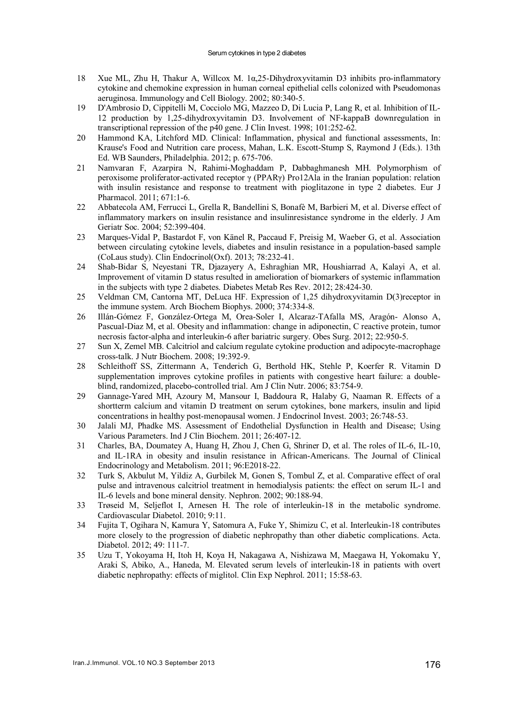18 Xue ML, Zhu H, Thakur A, Willcox M. 1α,25-Dihydroxyvitamin D3 inhibits pro-inflammatory cytokine and chemokine expression in human corneal epithelial cells colonized with Pseudomonas aeruginosa. Immunology and Cell Biology. 2002; 80:340-5.

19 D'Ambrosio D, Cippitelli M, Cocciolo MG, Mazzeo D, Di Lucia P, Lang R, et al. Inhibition of IL-12 production by 1,25-dihydroxyvitamin D3. Involvement of NF-kappaB downregulation in transcriptional repression of the p40 gene. J Clin Invest. 1998; 101:252-62.

20 Hammond KA, Litchford MD. Clinical: Inflammation, physical and functional assessments, In: Krause's Food and Nutrition care process, Mahan, L.K. Escott-Stump S, Raymond J (Eds.). 13th Ed. WB Saunders, Philadelphia. 2012; p. 675-706.

21 Namvaran F, Azarpira N, Rahimi-Moghaddam P, Dabbaghmanesh MH. Polymorphism of peroxisome proliferator-activated receptor γ (PPARγ) Pro12Ala in the Iranian population: relation with insulin resistance and response to treatment with pioglitazone in type 2 diabetes. Eur J Pharmacol. 2011; 671:1-6.

22 Abbatecola AM, Ferrucci L, Grella R, Bandellini S, Bonafè M, Barbieri M, et al. Diverse effect of inflammatory markers on insulin resistance and insulinresistance syndrome in the elderly. J Am Geriatr Soc. 2004; 52:399-404.

23 Marques-Vidal P, Bastardot F, von Känel R, Paccaud F, Preisig M, Waeber G, et al. Association between circulating cytokine levels, diabetes and insulin resistance in a population-based sample (CoLaus study). Clin Endocrinol(Oxf). 2013; 78:232-41.

24 Shab-Bidar S, Neyestani TR, Djazayery A, Eshraghian MR, Houshiarrad A, Kalayi A, et al. Improvement of vitamin D status resulted in amelioration of biomarkers of systemic inflammation in the subjects with type 2 diabetes. Diabetes Metab Res Rev. 2012; 28:424-30.

25 Veldman CM, Cantorna MT, DeLuca HF. Expression of 1,25 dihydroxyvitamin D(3)receptor in the immune system. Arch Biochem Biophys. 2000; 374:334-8.

26 Illán-Gómez F, González-Ortega M, Orea-Soler I, Alcaraz-TAfalla MS, Aragón- Alonso A, Pascual-Diaz M, et al. Obesity and inflammation: change in adiponectin, C reactive protein, tumor necrosis factor-alpha and interleukin-6 after bariatric surgery. Obes Surg. 2012; 22:950-5.

27 Sun X, Zemel MB. Calcitriol and calcium regulate cytokine production and adipocyte-macrophage cross-talk. J Nutr Biochem. 2008; 19:392-9.

28 Schleithoff SS, Zittermann A, Tenderich G, Berthold HK, Stehle P, Koerfer R. Vitamin D supplementation improves cytokine profiles in patients with congestive heart failure: a double-blind, randomized, placebo-controlled trial. Am J Clin Nutr. 2006; 83:754-9.

29 Gannage-Yared MH, Azoury M, Mansour I, Baddoura R, Halaby G, Naaman R. Effects of a shortterm calcium and vitamin D treatment on serum cytokines, bone markers, insulin and lipid concentrations in healthy post-menopausal women. J Endocrinol Invest. 2003; 26:748-53.

30 Jalali MJ, Phadke MS. Assessment of Endothelial Dysfunction in Health and Disease; Using Various Parameters. Ind J Clin Biochem. 2011; 26:407-12.

31 Charles, BA, Doumatey A, Huang H, Zhou J, Chen G, Shriner D, et al. The roles of IL-6, IL-10, and IL-1RA in obesity and insulin resistance in African-Americans. The Journal of Clinical Endocrinology and Metabolism. 2011; 96:E2018-22.

32 Turk S, Akbulut M, Yildiz A, Gurbilek M, Gonen S, Tombul Z, et al. Comparative effect of oral pulse and intravenous calcitriol treatment in hemodialysis patients: the effect on serum IL-1 and IL-6 levels and bone mineral density. Nephron. 2002; 90:188-94.

33 Trøseid M, Seljeflot I, Arnesen H. The role of interleukin-18 in the metabolic syndrome. Cardiovascular Diabetol. 2010; 9:11.

34 Fujita T, Ogihara N, Kamura Y, Satomura A, Fuke Y, Shimizu C, et al. Interleukin-18 contributes more closely to the progression of diabetic nephropathy than other diabetic complications. Acta. Diabetol. 2012; 49: 111-7.

35 Uzu T, Yokoyama H, Itoh H, Koya H, Nakagawa A, Nishizawa M, Maegawa H, Yokomaku Y, Araki S, Abiko, A., Haneda, M. Elevated serum levels of interleukin-18 in patients with overt diabetic nephropathy: effects of miglitol. Clin Exp Nephrol. 2011; 15:58-63.